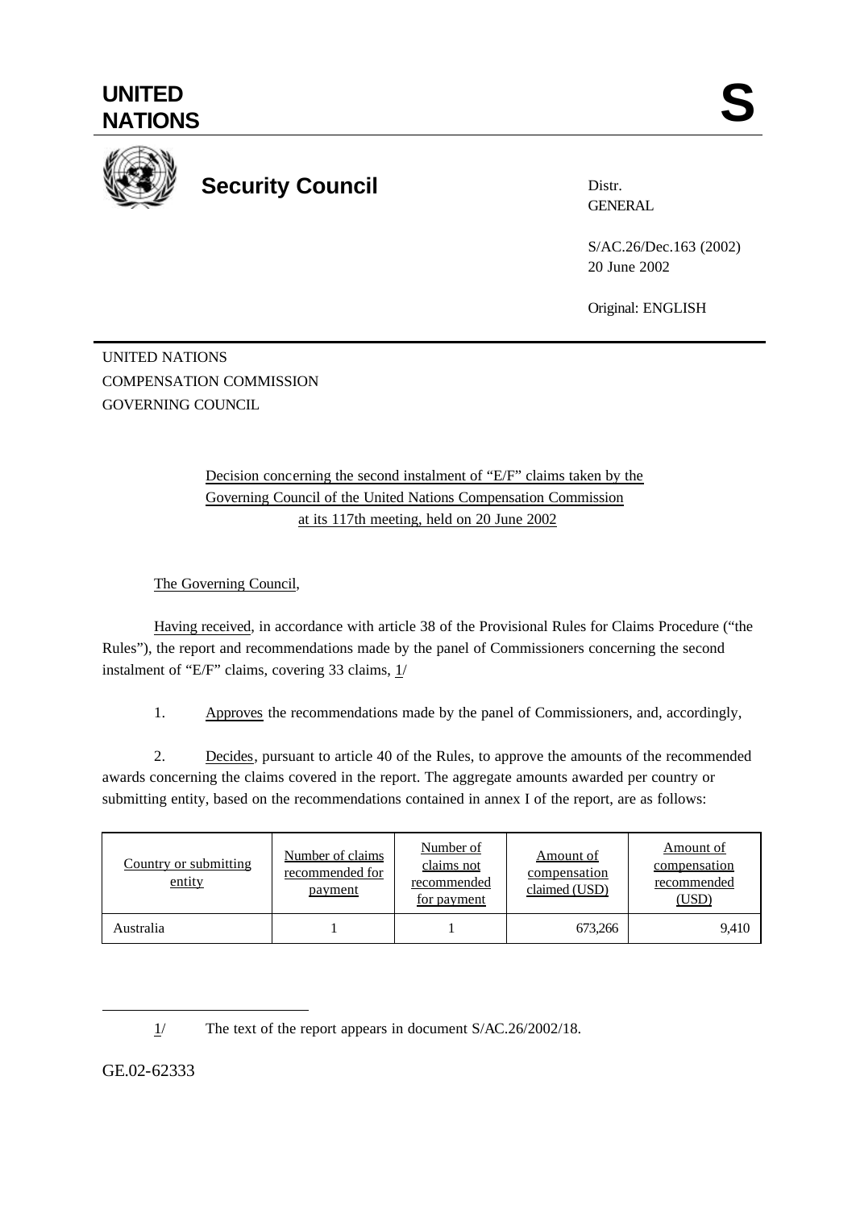# UNITED NATIONS

**S**

## Security Council

Distr.
GENERAL

S/AC.26/Dec.163 (2002)
20 June 2002

Original: ENGLISH

UNITED NATIONS
COMPENSATION COMMISSION
GOVERNING COUNCIL

Decision concerning the second instalment of "E/F" claims taken by the Governing Council of the United Nations Compensation Commission at its 117th meeting, held on 20 June 2002

The Governing Council,

Having received, in accordance with article 38 of the Provisional Rules for Claims Procedure ("the Rules"), the report and recommendations made by the panel of Commissioners concerning the second instalment of "E/F" claims, covering 33 claims, 1/

1. Approves the recommendations made by the panel of Commissioners, and, accordingly,

2. Decides, pursuant to article 40 of the Rules, to approve the amounts of the recommended awards concerning the claims covered in the report. The aggregate amounts awarded per country or submitting entity, based on the recommendations contained in annex I of the report, are as follows:

| Country or submitting entity | Number of claims recommended for payment | Number of claims not recommended for payment | Amount of compensation claimed (USD) | Amount of compensation recommended (USD) |
|---|---|---|---|---|
| Australia | 1 | 1 | 673,266 | 9,410 |

1/ The text of the report appears in document S/AC.26/2002/18.

GE.02-62333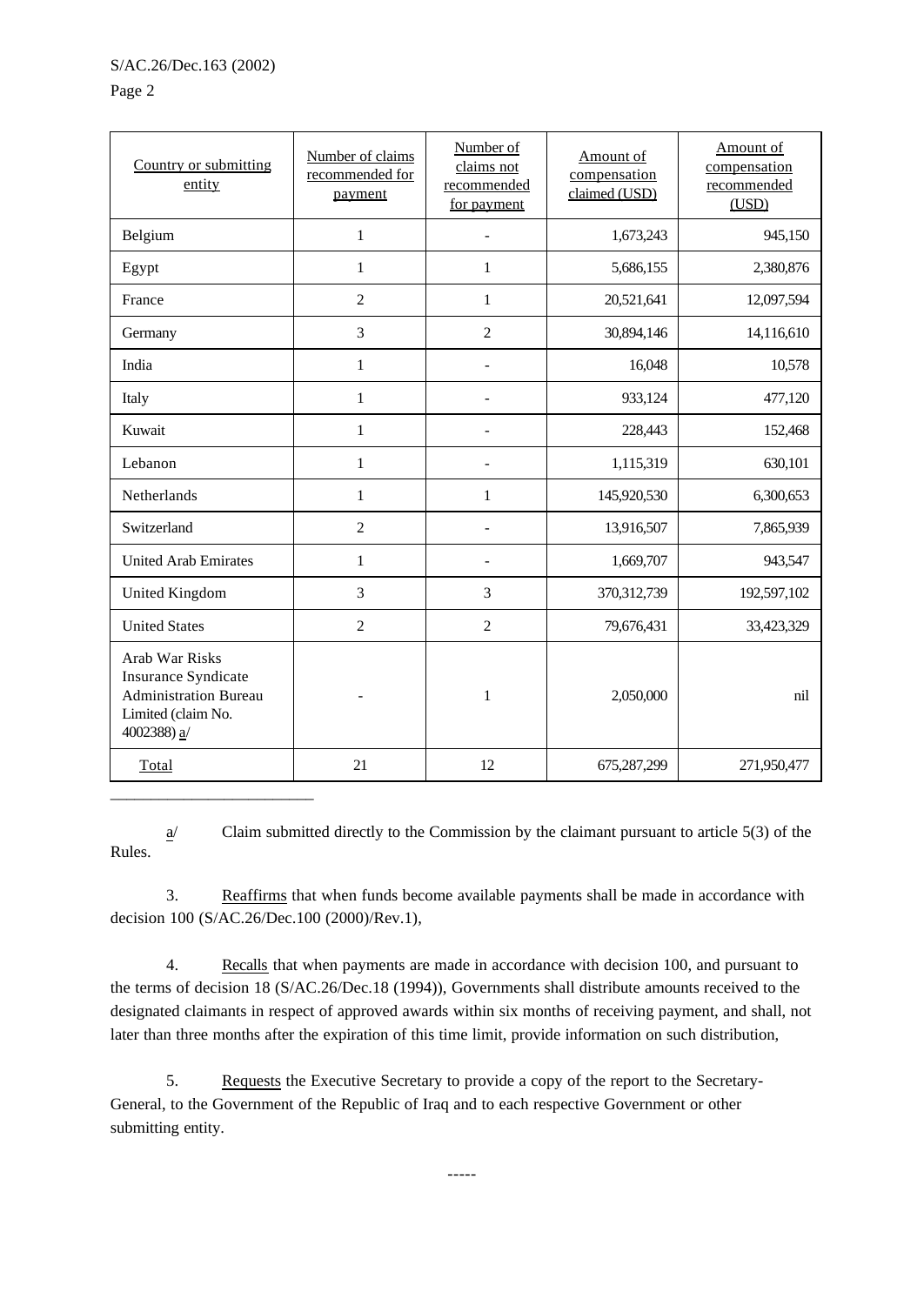| Country or submitting entity | Number of claims recommended for payment | Number of claims not recommended for payment | Amount of compensation claimed (USD) | Amount of compensation recommended (USD) |
|---|---|---|---|---|
| Belgium | 1 | - | 1,673,243 | 945,150 |
| Egypt | 1 | 1 | 5,686,155 | 2,380,876 |
| France | 2 | 1 | 20,521,641 | 12,097,594 |
| Germany | 3 | 2 | 30,894,146 | 14,116,610 |
| India | 1 | - | 16,048 | 10,578 |
| Italy | 1 | - | 933,124 | 477,120 |
| Kuwait | 1 | - | 228,443 | 152,468 |
| Lebanon | 1 | - | 1,115,319 | 630,101 |
| Netherlands | 1 | 1 | 145,920,530 | 6,300,653 |
| Switzerland | 2 | - | 13,916,507 | 7,865,939 |
| United Arab Emirates | 1 | - | 1,669,707 | 943,547 |
| United Kingdom | 3 | 3 | 370,312,739 | 192,597,102 |
| United States | 2 | 2 | 79,676,431 | 33,423,329 |
| Arab War Risks Insurance Syndicate Administration Bureau Limited (claim No. 4002388) a/ | - | 1 | 2,050,000 | nil |
| Total | 21 | 12 | 675,287,299 | 271,950,477 |

a/ Claim submitted directly to the Commission by the claimant pursuant to article 5(3) of the Rules.

3. Reaffirms that when funds become available payments shall be made in accordance with decision 100 (S/AC.26/Dec.100 (2000)/Rev.1),

4. Recalls that when payments are made in accordance with decision 100, and pursuant to the terms of decision 18 (S/AC.26/Dec.18 (1994)), Governments shall distribute amounts received to the designated claimants in respect of approved awards within six months of receiving payment, and shall, not later than three months after the expiration of this time limit, provide information on such distribution,

5. Requests the Executive Secretary to provide a copy of the report to the Secretary-General, to the Government of the Republic of Iraq and to each respective Government or other submitting entity.

-----